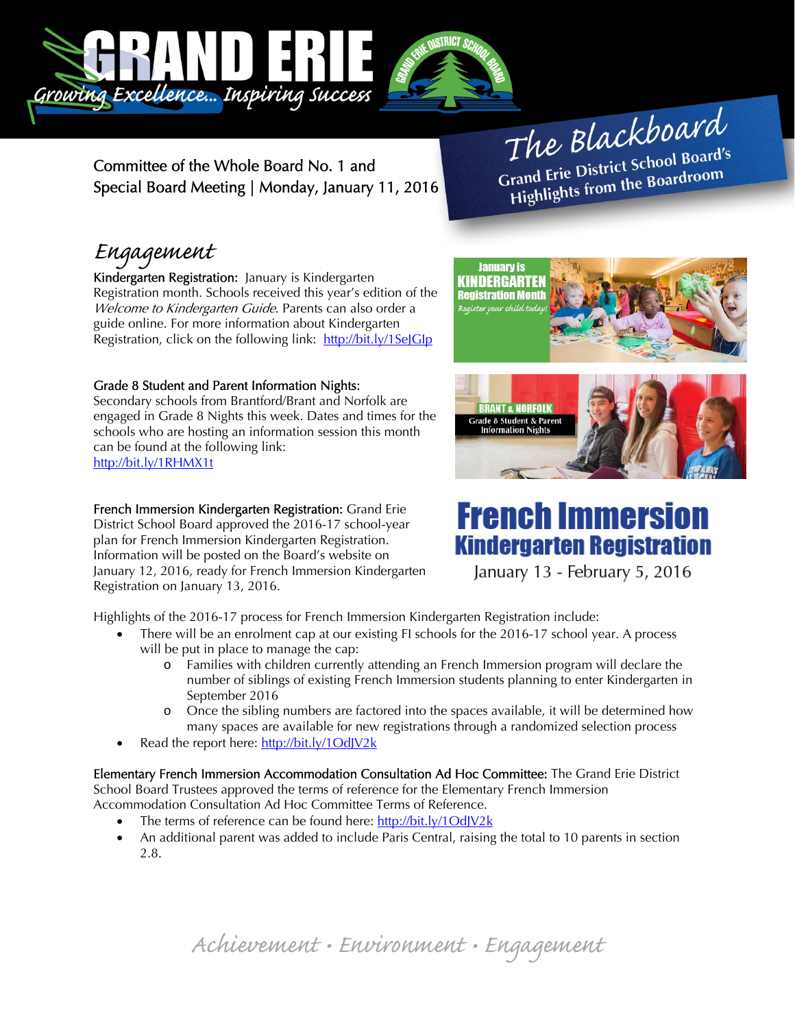# GRAND ERIE

*Growing Excellence... Inspiring Success*

## The Blackboard

**Grand Erie District School Board's Highlights from the Boardroom**

Committee of the Whole Board No. 1 and Special Board Meeting | Monday, January 11, 2016

## *Engagement*

**Kindergarten Registration:** January is Kindergarten Registration month. Schools received this year's edition of the *Welcome to Kindergarten Guide*. Parents can also order a guide online. For more information about Kindergarten Registration, click on the following link: http://bit.ly/1SeJGIp

**Grade 8 Student and Parent Information Nights:**
Secondary schools from Brantford/Brant and Norfolk are engaged in Grade 8 Nights this week. Dates and times for the schools who are hosting an information session this month can be found at the following link:
http://bit.ly/1RHMX1t

**French Immersion Kindergarten Registration:** Grand Erie District School Board approved the 2016-17 school-year plan for French Immersion Kindergarten Registration. Information will be posted on the Board's website on January 12, 2016, ready for French Immersion Kindergarten Registration on January 13, 2016.

**French Immersion Kindergarten Registration**
January 13 - February 5, 2016

Highlights of the 2016-17 process for French Immersion Kindergarten Registration include:

- There will be an enrolment cap at our existing FI schools for the 2016-17 school year. A process will be put in place to manage the cap:
  - Families with children currently attending an French Immersion program will declare the number of siblings of existing French Immersion students planning to enter Kindergarten in September 2016
  - Once the sibling numbers are factored into the spaces available, it will be determined how many spaces are available for new registrations through a randomized selection process
- Read the report here: http://bit.ly/1OdJV2k

**Elementary French Immersion Accommodation Consultation Ad Hoc Committee:** The Grand Erie District School Board Trustees approved the terms of reference for the Elementary French Immersion Accommodation Consultation Ad Hoc Committee Terms of Reference.

- The terms of reference can be found here: http://bit.ly/1OdJV2k
- An additional parent was added to include Paris Central, raising the total to 10 parents in section 2.8.

*Achievement • Environment • Engagement*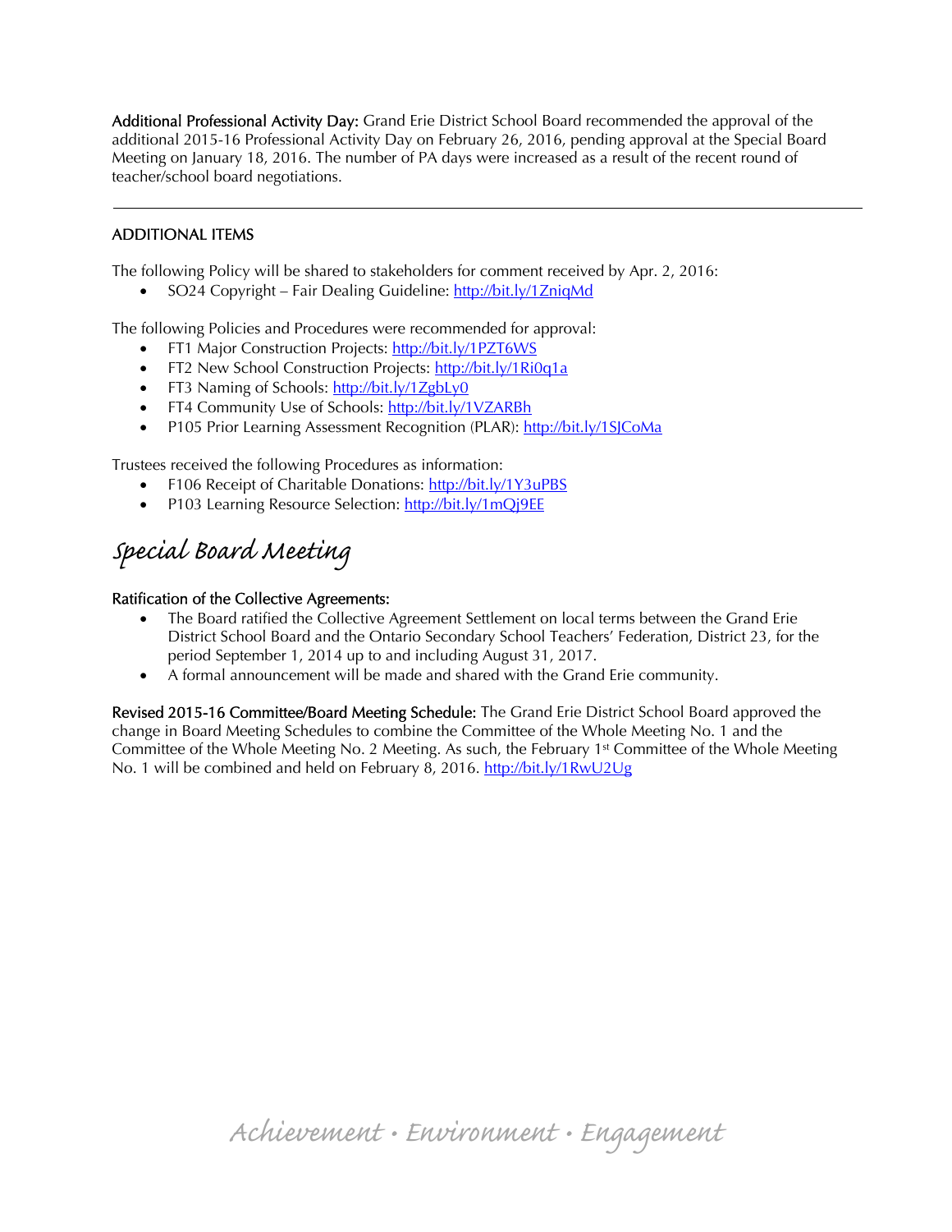**Additional Professional Activity Day:** Grand Erie District School Board recommended the approval of the additional 2015-16 Professional Activity Day on February 26, 2016, pending approval at the Special Board Meeting on January 18, 2016. The number of PA days were increased as a result of the recent round of teacher/school board negotiations.

---

### ADDITIONAL ITEMS

The following Policy will be shared to stakeholders for comment received by Apr. 2, 2016:

- SO24 Copyright – Fair Dealing Guideline: http://bit.ly/1ZniqMd

The following Policies and Procedures were recommended for approval:

- FT1 Major Construction Projects: http://bit.ly/1PZT6WS
- FT2 New School Construction Projects: http://bit.ly/1Ri0q1a
- FT3 Naming of Schools: http://bit.ly/1ZgbLy0
- FT4 Community Use of Schools: http://bit.ly/1VZARBh
- P105 Prior Learning Assessment Recognition (PLAR): http://bit.ly/1SJCoMa

Trustees received the following Procedures as information:

- F106 Receipt of Charitable Donations: http://bit.ly/1Y3uPBS
- P103 Learning Resource Selection: http://bit.ly/1mQj9EE

## *Special Board Meeting*

**Ratification of the Collective Agreements:**

- The Board ratified the Collective Agreement Settlement on local terms between the Grand Erie District School Board and the Ontario Secondary School Teachers' Federation, District 23, for the period September 1, 2014 up to and including August 31, 2017.
- A formal announcement will be made and shared with the Grand Erie community.

**Revised 2015-16 Committee/Board Meeting Schedule:** The Grand Erie District School Board approved the change in Board Meeting Schedules to combine the Committee of the Whole Meeting No. 1 and the Committee of the Whole Meeting No. 2 Meeting. As such, the February 1st Committee of the Whole Meeting No. 1 will be combined and held on February 8, 2016. http://bit.ly/1RwU2Ug